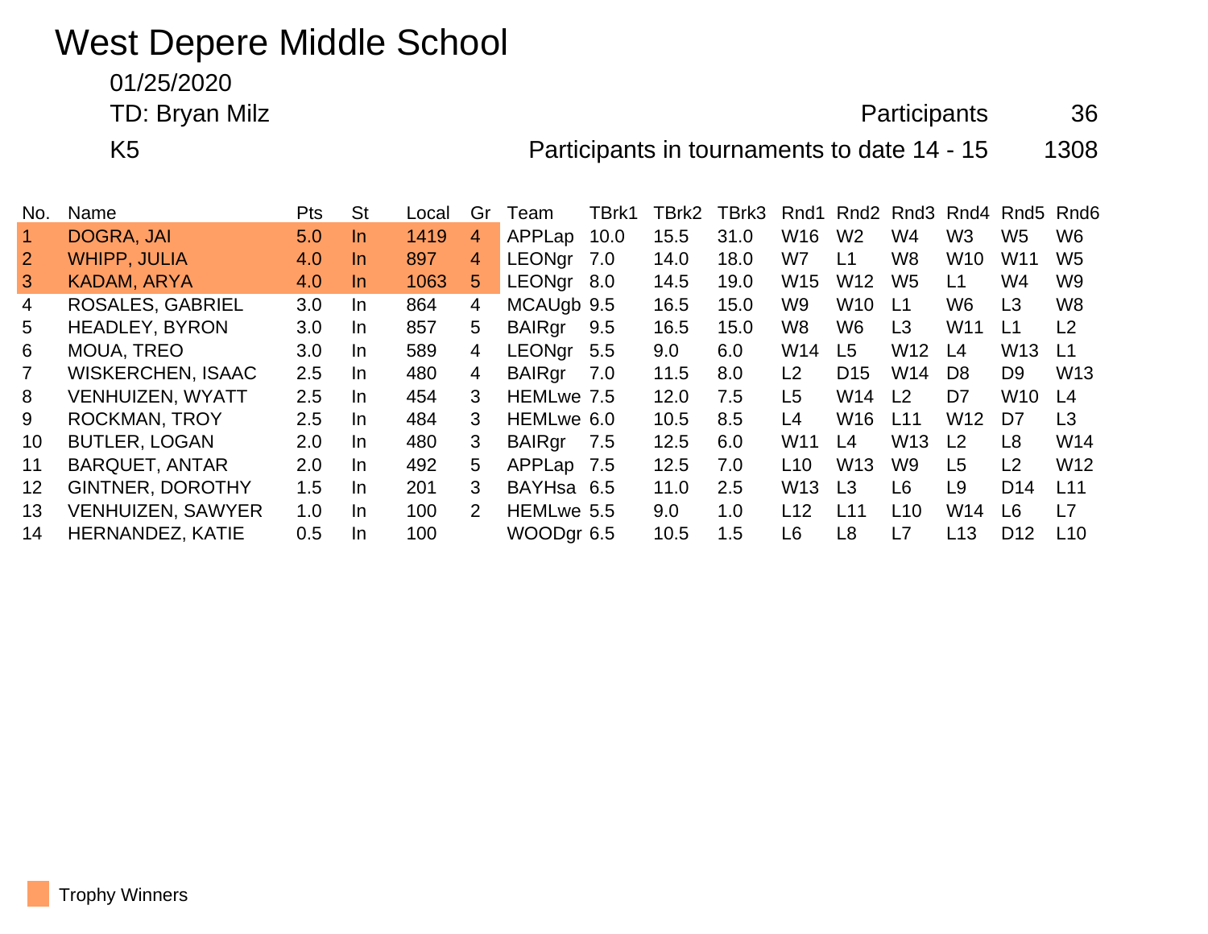# West Depere Middle School

01/25/2020

TD: Bryan Milz

K5

Participants 36

Participants in tournaments to date 14 - 15 1308

| No. | Name | Pts | St | Local | Gr | Team | TBrk1 | TBrk2 | TBrk3 | Rnd1 | Rnd2 | Rnd3 | Rnd4 | Rnd5 | Rnd6 |
|---|---|---|---|---|---|---|---|---|---|---|---|---|---|---|---|
| 1 | DOGRA, JAI | 5.0 | In | 1419 | 4 | APPLap | 10.0 | 15.5 | 31.0 | W16 | W2 | W4 | W3 | W5 | W6 |
| 2 | WHIPP, JULIA | 4.0 | In | 897 | 4 | LEONgr | 7.0 | 14.0 | 18.0 | W7 | L1 | W8 | W10 | W11 | W5 |
| 3 | KADAM, ARYA | 4.0 | In | 1063 | 5 | LEONgr | 8.0 | 14.5 | 19.0 | W15 | W12 | W5 | L1 | W4 | W9 |
| 4 | ROSALES, GABRIEL | 3.0 | In | 864 | 4 | MCAUgb | 9.5 | 16.5 | 15.0 | W9 | W10 | L1 | W6 | L3 | W8 |
| 5 | HEADLEY, BYRON | 3.0 | In | 857 | 5 | BAIRgr | 9.5 | 16.5 | 15.0 | W8 | W6 | L3 | W11 | L1 | L2 |
| 6 | MOUA, TREO | 3.0 | In | 589 | 4 | LEONgr | 5.5 | 9.0 | 6.0 | W14 | L5 | W12 | L4 | W13 | L1 |
| 7 | WISKERCHEN, ISAAC | 2.5 | In | 480 | 4 | BAIRgr | 7.0 | 11.5 | 8.0 | L2 | D15 | W14 | D8 | D9 | W13 |
| 8 | VENHUIZEN, WYATT | 2.5 | In | 454 | 3 | HEMLwe | 7.5 | 12.0 | 7.5 | L5 | W14 | L2 | D7 | W10 | L4 |
| 9 | ROCKMAN, TROY | 2.5 | In | 484 | 3 | HEMLwe | 6.0 | 10.5 | 8.5 | L4 | W16 | L11 | W12 | D7 | L3 |
| 10 | BUTLER, LOGAN | 2.0 | In | 480 | 3 | BAIRgr | 7.5 | 12.5 | 6.0 | W11 | L4 | W13 | L2 | L8 | W14 |
| 11 | BARQUET, ANTAR | 2.0 | In | 492 | 5 | APPLap | 7.5 | 12.5 | 7.0 | L10 | W13 | W9 | L5 | L2 | W12 |
| 12 | GINTNER, DOROTHY | 1.5 | In | 201 | 3 | BAYHsa | 6.5 | 11.0 | 2.5 | W13 | L3 | L6 | L9 | D14 | L11 |
| 13 | VENHUIZEN, SAWYER | 1.0 | In | 100 | 2 | HEMLwe | 5.5 | 9.0 | 1.0 | L12 | L11 | L10 | W14 | L6 | L7 |
| 14 | HERNANDEZ, KATIE | 0.5 | In | 100 | | WOODgr | 6.5 | 10.5 | 1.5 | L6 | L8 | L7 | L13 | D12 | L10 |

Trophy Winners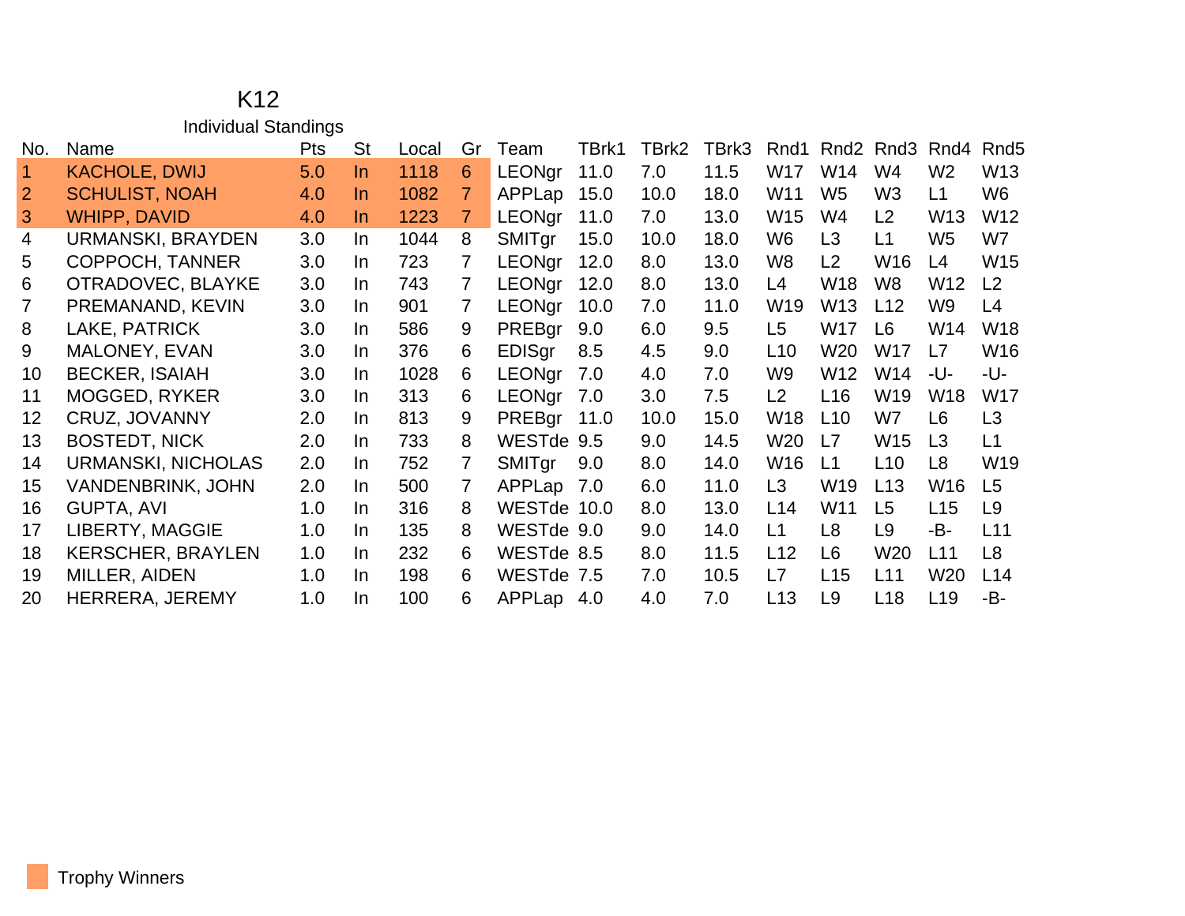# K12

## Individual Standings

| No. | Name | Pts | St | Local | Gr | Team | TBrk1 | TBrk2 | TBrk3 | Rnd1 | Rnd2 | Rnd3 | Rnd4 | Rnd5 |
|---|---|---|---|---|---|---|---|---|---|---|---|---|---|---|
| 1 | KACHOLE, DWIJ | 5.0 | In | 1118 | 6 | LEONgr | 11.0 | 7.0 | 11.5 | W17 | W14 | W4 | W2 | W13 |
| 2 | SCHULIST, NOAH | 4.0 | In | 1082 | 7 | APPLap | 15.0 | 10.0 | 18.0 | W11 | W5 | W3 | L1 | W6 |
| 3 | WHIPP, DAVID | 4.0 | In | 1223 | 7 | LEONgr | 11.0 | 7.0 | 13.0 | W15 | W4 | L2 | W13 | W12 |
| 4 | URMANSKI, BRAYDEN | 3.0 | In | 1044 | 8 | SMITgr | 15.0 | 10.0 | 18.0 | W6 | L3 | L1 | W5 | W7 |
| 5 | COPPOCH, TANNER | 3.0 | In | 723 | 7 | LEONgr | 12.0 | 8.0 | 13.0 | W8 | L2 | W16 | L4 | W15 |
| 6 | OTRADOVEC, BLAYKE | 3.0 | In | 743 | 7 | LEONgr | 12.0 | 8.0 | 13.0 | L4 | W18 | W8 | W12 | L2 |
| 7 | PREMANAND, KEVIN | 3.0 | In | 901 | 7 | LEONgr | 10.0 | 7.0 | 11.0 | W19 | W13 | L12 | W9 | L4 |
| 8 | LAKE, PATRICK | 3.0 | In | 586 | 9 | PREBgr | 9.0 | 6.0 | 9.5 | L5 | W17 | L6 | W14 | W18 |
| 9 | MALONEY, EVAN | 3.0 | In | 376 | 6 | EDISgr | 8.5 | 4.5 | 9.0 | L10 | W20 | W17 | L7 | W16 |
| 10 | BECKER, ISAIAH | 3.0 | In | 1028 | 6 | LEONgr | 7.0 | 4.0 | 7.0 | W9 | W12 | W14 | -U- | -U- |
| 11 | MOGGED, RYKER | 3.0 | In | 313 | 6 | LEONgr | 7.0 | 3.0 | 7.5 | L2 | L16 | W19 | W18 | W17 |
| 12 | CRUZ, JOVANNY | 2.0 | In | 813 | 9 | PREBgr | 11.0 | 10.0 | 15.0 | W18 | L10 | W7 | L6 | L3 |
| 13 | BOSTEDT, NICK | 2.0 | In | 733 | 8 | WESTde | 9.5 | 9.0 | 14.5 | W20 | L7 | W15 | L3 | L1 |
| 14 | URMANSKI, NICHOLAS | 2.0 | In | 752 | 7 | SMITgr | 9.0 | 8.0 | 14.0 | W16 | L1 | L10 | L8 | W19 |
| 15 | VANDENBRINK, JOHN | 2.0 | In | 500 | 7 | APPLap | 7.0 | 6.0 | 11.0 | L3 | W19 | L13 | W16 | L5 |
| 16 | GUPTA, AVI | 1.0 | In | 316 | 8 | WESTde | 10.0 | 8.0 | 13.0 | L14 | W11 | L5 | L15 | L9 |
| 17 | LIBERTY, MAGGIE | 1.0 | In | 135 | 8 | WESTde | 9.0 | 9.0 | 14.0 | L1 | L8 | L9 | -B- | L11 |
| 18 | KERSCHER, BRAYLEN | 1.0 | In | 232 | 6 | WESTde | 8.5 | 8.0 | 11.5 | L12 | L6 | W20 | L11 | L8 |
| 19 | MILLER, AIDEN | 1.0 | In | 198 | 6 | WESTde | 7.5 | 7.0 | 10.5 | L7 | L15 | L11 | W20 | L14 |
| 20 | HERRERA, JEREMY | 1.0 | In | 100 | 6 | APPLap | 4.0 | 4.0 | 7.0 | L13 | L9 | L18 | L19 | -B- |

Trophy Winners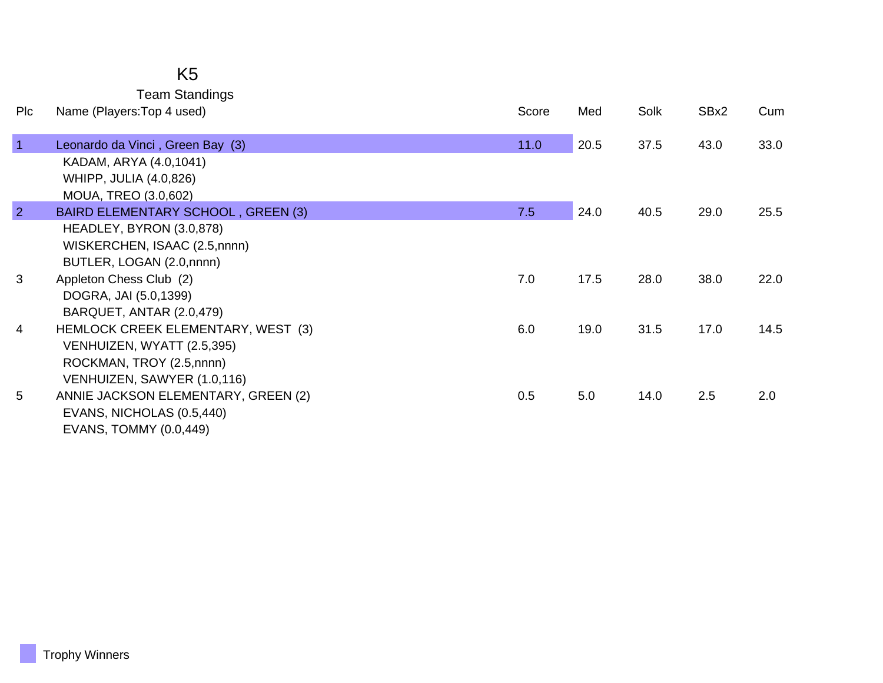# K5

## Team Standings

| Plc | Name (Players:Top 4 used) | Score | Med | Solk | SBx2 | Cum |
|---|---|---|---|---|---|---|
| 1 | Leonardo da Vinci , Green Bay (3) | 11.0 | 20.5 | 37.5 | 43.0 | 33.0 |
| | KADAM, ARYA (4.0,1041) | | | | | |
| | WHIPP, JULIA (4.0,826) | | | | | |
| | MOUA, TREO (3.0,602) | | | | | |
| 2 | BAIRD ELEMENTARY SCHOOL , GREEN (3) | 7.5 | 24.0 | 40.5 | 29.0 | 25.5 |
| | HEADLEY, BYRON (3.0,878) | | | | | |
| | WISKERCHEN, ISAAC (2.5,nnnn) | | | | | |
| | BUTLER, LOGAN (2.0,nnnn) | | | | | |
| 3 | Appleton Chess Club (2) | 7.0 | 17.5 | 28.0 | 38.0 | 22.0 |
| | DOGRA, JAI (5.0,1399) | | | | | |
| | BARQUET, ANTAR (2.0,479) | | | | | |
| 4 | HEMLOCK CREEK ELEMENTARY, WEST (3) | 6.0 | 19.0 | 31.5 | 17.0 | 14.5 |
| | VENHUIZEN, WYATT (2.5,395) | | | | | |
| | ROCKMAN, TROY (2.5,nnnn) | | | | | |
| | VENHUIZEN, SAWYER (1.0,116) | | | | | |
| 5 | ANNIE JACKSON ELEMENTARY, GREEN (2) | 0.5 | 5.0 | 14.0 | 2.5 | 2.0 |
| | EVANS, NICHOLAS (0.5,440) | | | | | |
| | EVANS, TOMMY (0.0,449) | | | | | |

Trophy Winners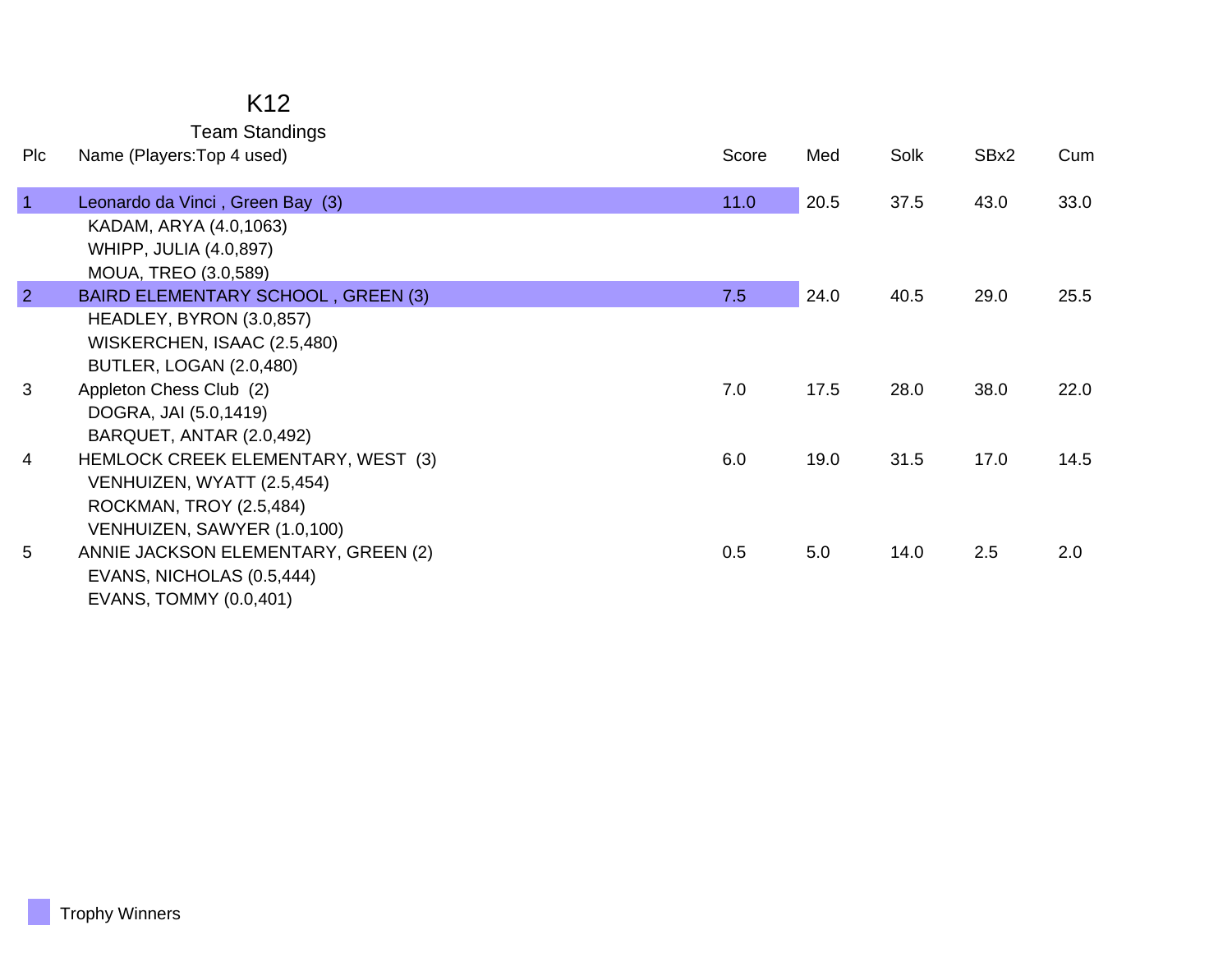# K12

## Team Standings

| Plc | Name (Players:Top 4 used) | Score | Med | Solk | SBx2 | Cum |
|---|---|---|---|---|---|---|
| 1 | Leonardo da Vinci , Green Bay (3) | 11.0 | 20.5 | 37.5 | 43.0 | 33.0 |
| | KADAM, ARYA (4.0,1063) | | | | | |
| | WHIPP, JULIA (4.0,897) | | | | | |
| | MOUA, TREO (3.0,589) | | | | | |
| 2 | BAIRD ELEMENTARY SCHOOL , GREEN (3) | 7.5 | 24.0 | 40.5 | 29.0 | 25.5 |
| | HEADLEY, BYRON (3.0,857) | | | | | |
| | WISKERCHEN, ISAAC (2.5,480) | | | | | |
| | BUTLER, LOGAN (2.0,480) | | | | | |
| 3 | Appleton Chess Club (2) | 7.0 | 17.5 | 28.0 | 38.0 | 22.0 |
| | DOGRA, JAI (5.0,1419) | | | | | |
| | BARQUET, ANTAR (2.0,492) | | | | | |
| 4 | HEMLOCK CREEK ELEMENTARY, WEST (3) | 6.0 | 19.0 | 31.5 | 17.0 | 14.5 |
| | VENHUIZEN, WYATT (2.5,454) | | | | | |
| | ROCKMAN, TROY (2.5,484) | | | | | |
| | VENHUIZEN, SAWYER (1.0,100) | | | | | |
| 5 | ANNIE JACKSON ELEMENTARY, GREEN (2) | 0.5 | 5.0 | 14.0 | 2.5 | 2.0 |
| | EVANS, NICHOLAS (0.5,444) | | | | | |
| | EVANS, TOMMY (0.0,401) | | | | | |

Trophy Winners